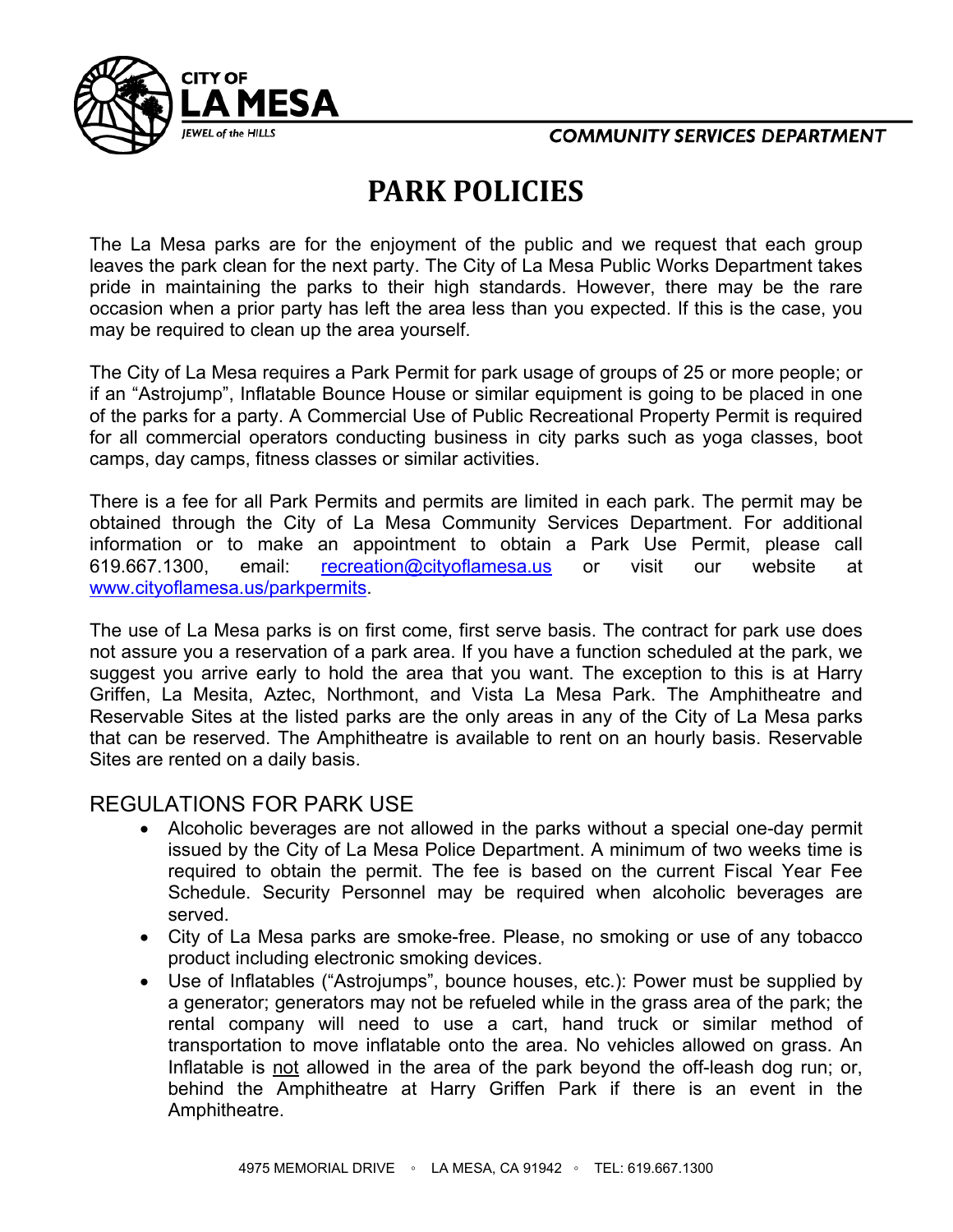CITY OF
LA MESA
JEWEL of the HILLS

COMMUNITY SERVICES DEPARTMENT

# PARK POLICIES

The La Mesa parks are for the enjoyment of the public and we request that each group leaves the park clean for the next party. The City of La Mesa Public Works Department takes pride in maintaining the parks to their high standards. However, there may be the rare occasion when a prior party has left the area less than you expected. If this is the case, you may be required to clean up the area yourself.

The City of La Mesa requires a Park Permit for park usage of groups of 25 or more people; or if an "Astrojump", Inflatable Bounce House or similar equipment is going to be placed in one of the parks for a party. A Commercial Use of Public Recreational Property Permit is required for all commercial operators conducting business in city parks such as yoga classes, boot camps, day camps, fitness classes or similar activities.

There is a fee for all Park Permits and permits are limited in each park. The permit may be obtained through the City of La Mesa Community Services Department. For additional information or to make an appointment to obtain a Park Use Permit, please call 619.667.1300, email: [recreation@cityoflamesa.us](mailto:recreation@cityoflamesa.us) or visit our website at [www.cityoflamesa.us/parkpermits](http://www.cityoflamesa.us/parkpermits).

The use of La Mesa parks is on first come, first serve basis. The contract for park use does not assure you a reservation of a park area. If you have a function scheduled at the park, we suggest you arrive early to hold the area that you want. The exception to this is at Harry Griffen, La Mesita, Aztec, Northmont, and Vista La Mesa Park. The Amphitheatre and Reservable Sites at the listed parks are the only areas in any of the City of La Mesa parks that can be reserved. The Amphitheatre is available to rent on an hourly basis. Reservable Sites are rented on a daily basis.

## REGULATIONS FOR PARK USE

- Alcoholic beverages are not allowed in the parks without a special one-day permit issued by the City of La Mesa Police Department. A minimum of two weeks time is required to obtain the permit. The fee is based on the current Fiscal Year Fee Schedule. Security Personnel may be required when alcoholic beverages are served.
- City of La Mesa parks are smoke-free. Please, no smoking or use of any tobacco product including electronic smoking devices.
- Use of Inflatables ("Astrojumps", bounce houses, etc.): Power must be supplied by a generator; generators may not be refueled while in the grass area of the park; the rental company will need to use a cart, hand truck or similar method of transportation to move inflatable onto the area. No vehicles allowed on grass. An Inflatable is <u>not</u> allowed in the area of the park beyond the off-leash dog run; or, behind the Amphitheatre at Harry Griffen Park if there is an event in the Amphitheatre.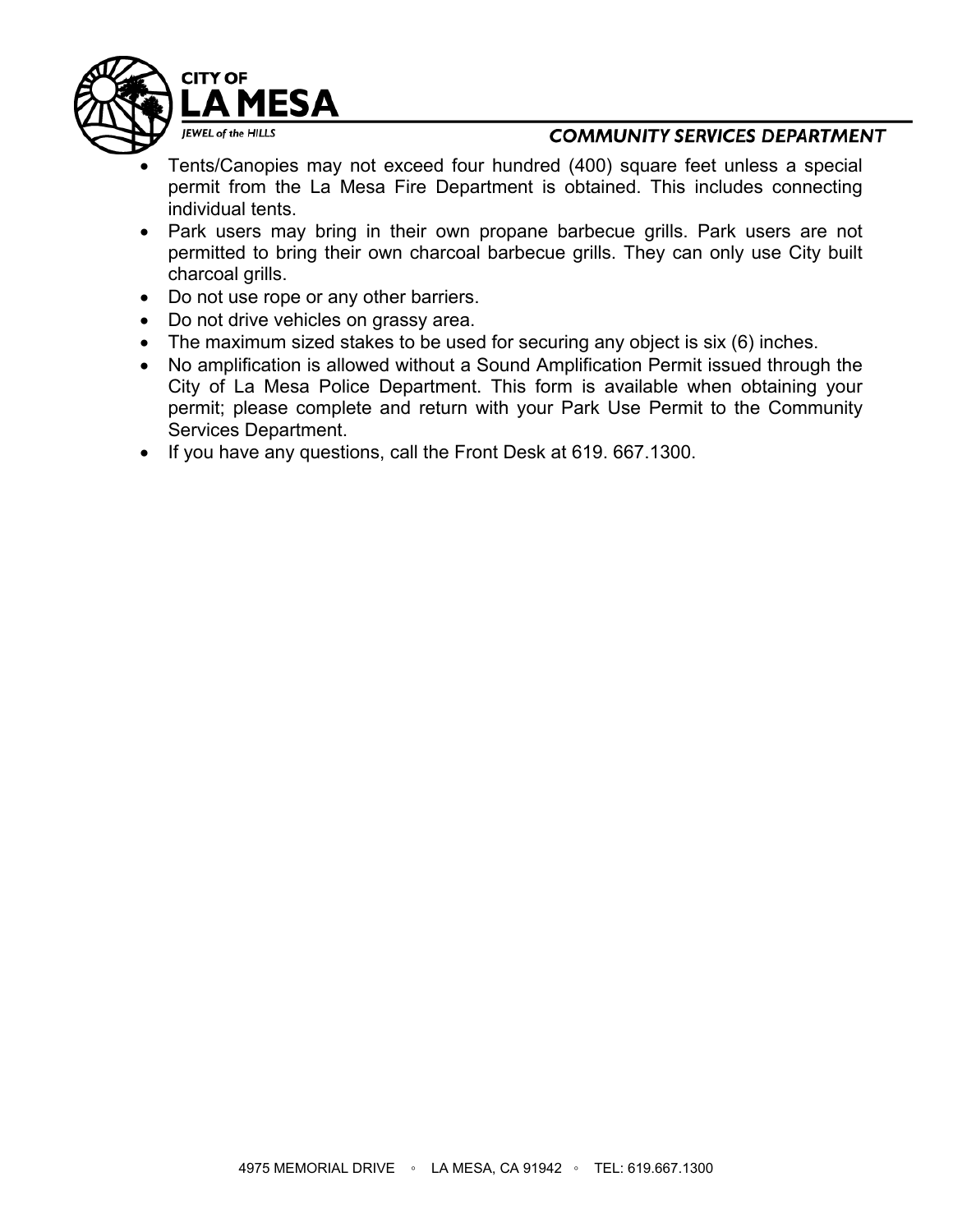- Tents/Canopies may not exceed four hundred (400) square feet unless a special permit from the La Mesa Fire Department is obtained. This includes connecting individual tents.
- Park users may bring in their own propane barbecue grills. Park users are not permitted to bring their own charcoal barbecue grills. They can only use City built charcoal grills.
- Do not use rope or any other barriers.
- Do not drive vehicles on grassy area.
- The maximum sized stakes to be used for securing any object is six (6) inches.
- No amplification is allowed without a Sound Amplification Permit issued through the City of La Mesa Police Department. This form is available when obtaining your permit; please complete and return with your Park Use Permit to the Community Services Department.
- If you have any questions, call the Front Desk at 619. 667.1300.